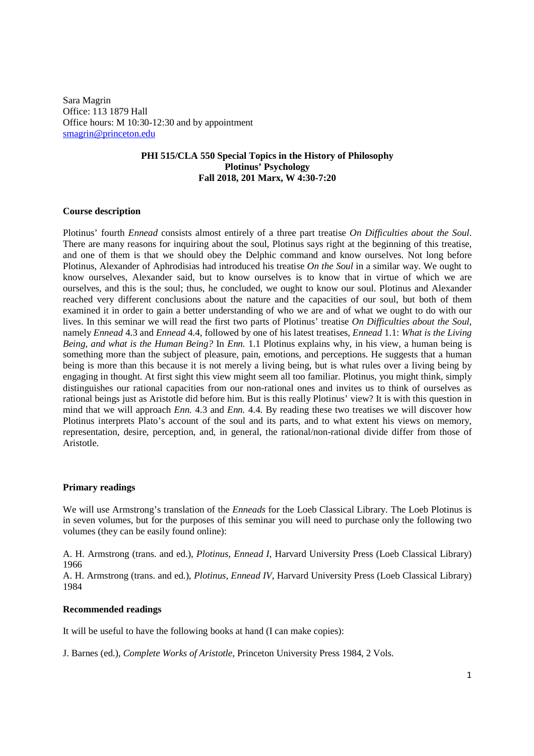Sara Magrin
Office: 113 1879 Hall
Office hours: M 10:30-12:30 and by appointment
smagrin@princeton.edu

**PHI 515/CLA 550 Special Topics in the History of Philosophy**
**Plotinus' Psychology**
**Fall 2018, 201 Marx, W 4:30-7:20**

## Course description

Plotinus' fourth *Ennead* consists almost entirely of a three part treatise *On Difficulties about the Soul*. There are many reasons for inquiring about the soul, Plotinus says right at the beginning of this treatise, and one of them is that we should obey the Delphic command and know ourselves. Not long before Plotinus, Alexander of Aphrodisias had introduced his treatise *On the Soul* in a similar way. We ought to know ourselves, Alexander said, but to know ourselves is to know that in virtue of which we are ourselves, and this is the soul; thus, he concluded, we ought to know our soul. Plotinus and Alexander reached very different conclusions about the nature and the capacities of our soul, but both of them examined it in order to gain a better understanding of who we are and of what we ought to do with our lives. In this seminar we will read the first two parts of Plotinus' treatise *On Difficulties about the Soul*, namely *Ennead* 4.3 and *Ennead* 4.4, followed by one of his latest treatises, *Ennead* 1.1: *What is the Living Being, and what is the Human Being?* In *Enn.* 1.1 Plotinus explains why, in his view, a human being is something more than the subject of pleasure, pain, emotions, and perceptions. He suggests that a human being is more than this because it is not merely a living being, but is what rules over a living being by engaging in thought. At first sight this view might seem all too familiar. Plotinus, you might think, simply distinguishes our rational capacities from our non-rational ones and invites us to think of ourselves as rational beings just as Aristotle did before him. But is this really Plotinus' view? It is with this question in mind that we will approach *Enn.* 4.3 and *Enn.* 4.4. By reading these two treatises we will discover how Plotinus interprets Plato's account of the soul and its parts, and to what extent his views on memory, representation, desire, perception, and, in general, the rational/non-rational divide differ from those of Aristotle.

## Primary readings

We will use Armstrong's translation of the *Enneads* for the Loeb Classical Library. The Loeb Plotinus is in seven volumes, but for the purposes of this seminar you will need to purchase only the following two volumes (they can be easily found online):

A. H. Armstrong (trans. and ed.), *Plotinus, Ennead I*, Harvard University Press (Loeb Classical Library) 1966

A. H. Armstrong (trans. and ed.), *Plotinus, Ennead IV*, Harvard University Press (Loeb Classical Library) 1984

## Recommended readings

It will be useful to have the following books at hand (I can make copies):

J. Barnes (ed.), *Complete Works of Aristotle*, Princeton University Press 1984, 2 Vols.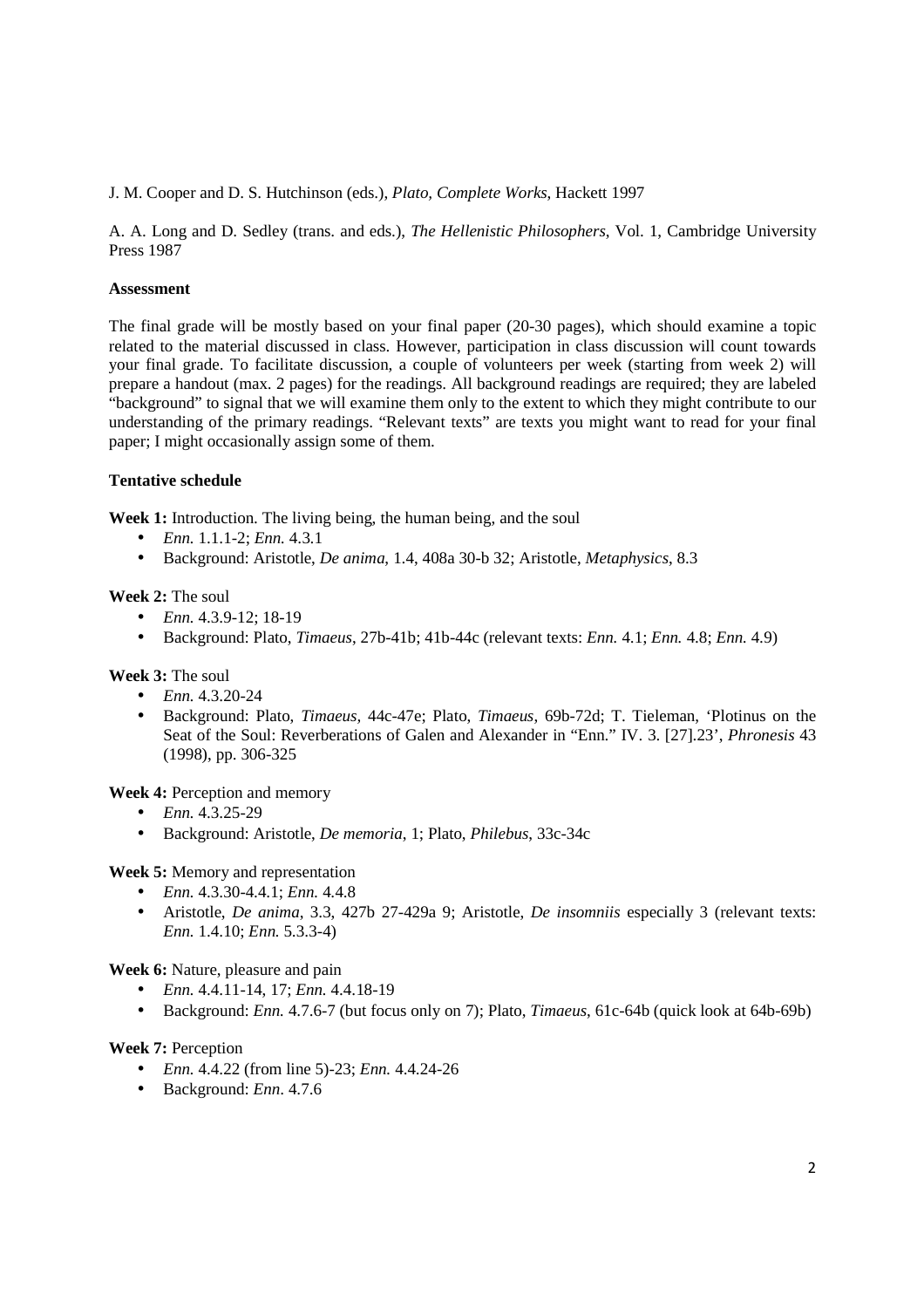J. M. Cooper and D. S. Hutchinson (eds.), *Plato, Complete Works*, Hackett 1997

A. A. Long and D. Sedley (trans. and eds.), *The Hellenistic Philosophers*, Vol. 1, Cambridge University Press 1987

**Assessment**

The final grade will be mostly based on your final paper (20-30 pages), which should examine a topic related to the material discussed in class. However, participation in class discussion will count towards your final grade. To facilitate discussion, a couple of volunteers per week (starting from week 2) will prepare a handout (max. 2 pages) for the readings. All background readings are required; they are labeled "background" to signal that we will examine them only to the extent to which they might contribute to our understanding of the primary readings. "Relevant texts" are texts you might want to read for your final paper; I might occasionally assign some of them.

**Tentative schedule**

**Week 1:** Introduction. The living being, the human being, and the soul

- *Enn.* 1.1.1-2; *Enn.* 4.3.1
- Background: Aristotle, *De anima*, 1.4, 408a 30-b 32; Aristotle, *Metaphysics*, 8.3

**Week 2:** The soul

- *Enn.* 4.3.9-12; 18-19
- Background: Plato, *Timaeus*, 27b-41b; 41b-44c (relevant texts: *Enn.* 4.1; *Enn.* 4.8; *Enn.* 4.9)

**Week 3:** The soul

- *Enn.* 4.3.20-24
- Background: Plato, *Timaeus*, 44c-47e; Plato, *Timaeus*, 69b-72d; T. Tieleman, 'Plotinus on the Seat of the Soul: Reverberations of Galen and Alexander in "Enn." IV. 3. [27].23', *Phronesis* 43 (1998), pp. 306-325

**Week 4:** Perception and memory

- *Enn.* 4.3.25-29
- Background: Aristotle, *De memoria*, 1; Plato, *Philebus*, 33c-34c

**Week 5:** Memory and representation

- *Enn.* 4.3.30-4.4.1; *Enn.* 4.4.8
- Aristotle, *De anima*, 3.3, 427b 27-429a 9; Aristotle, *De insomniis* especially 3 (relevant texts: *Enn.* 1.4.10; *Enn.* 5.3.3-4)

**Week 6:** Nature, pleasure and pain

- *Enn.* 4.4.11-14, 17; *Enn.* 4.4.18-19
- Background: *Enn.* 4.7.6-7 (but focus only on 7); Plato, *Timaeus*, 61c-64b (quick look at 64b-69b)

**Week 7:** Perception

- *Enn.* 4.4.22 (from line 5)-23; *Enn.* 4.4.24-26
- Background: *Enn*. 4.7.6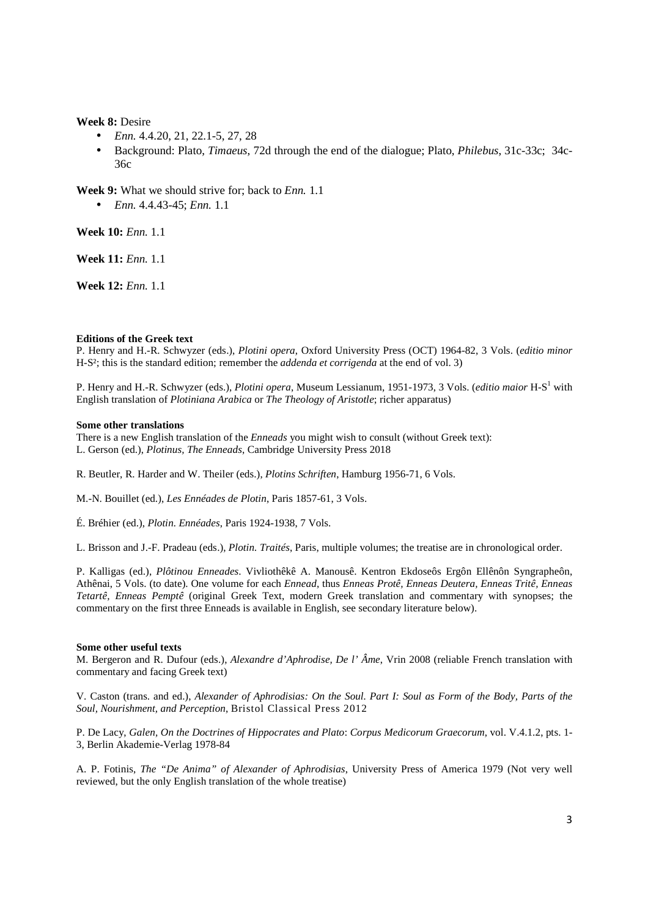**Week 8:** Desire

- *Enn.* 4.4.20, 21, 22.1-5, 27, 28
- Background: Plato, *Timaeus*, 72d through the end of the dialogue; Plato, *Philebus*, 31c-33c; 34c-36c

**Week 9:** What we should strive for; back to *Enn.* 1.1

- *Enn.* 4.4.43-45; *Enn.* 1.1

**Week 10:** *Enn.* 1.1

**Week 11:** *Enn.* 1.1

**Week 12:** *Enn.* 1.1

**Editions of the Greek text**

P. Henry and H.-R. Schwyzer (eds.), *Plotini opera*, Oxford University Press (OCT) 1964-82, 3 Vols. (*editio minor* H-S²; this is the standard edition; remember the *addenda et corrigenda* at the end of vol. 3)

P. Henry and H.-R. Schwyzer (eds.), *Plotini opera*, Museum Lessianum, 1951-1973, 3 Vols. (*editio maior* H-S¹ with English translation of *Plotiniana Arabica* or *The Theology of Aristotle*; richer apparatus)

**Some other translations**

There is a new English translation of the *Enneads* you might wish to consult (without Greek text):
L. Gerson (ed.), *Plotinus, The Enneads*, Cambridge University Press 2018

R. Beutler, R. Harder and W. Theiler (eds.), *Plotins Schriften*, Hamburg 1956-71, 6 Vols.

M.-N. Bouillet (ed.), *Les Ennéades de Plotin*, Paris 1857-61, 3 Vols.

É. Bréhier (ed.), *Plotin. Ennéades*, Paris 1924-1938, 7 Vols.

L. Brisson and J.-F. Pradeau (eds.), *Plotin. Traités*, Paris, multiple volumes; the treatise are in chronological order.

P. Kalligas (ed.), *Plôtinou Enneades*. Vivliothêkê A. Manousê. Kentron Ekdoseôs Ergôn Ellênôn Syngrapheôn, Athênai, 5 Vols. (to date). One volume for each *Ennead*, thus *Enneas Protê, Enneas Deutera, Enneas Tritê, Enneas Tetartê, Enneas Pemptê* (original Greek Text, modern Greek translation and commentary with synopses; the commentary on the first three Enneads is available in English, see secondary literature below).

**Some other useful texts**

M. Bergeron and R. Dufour (eds.), *Alexandre d'Aphrodise, De l' Âme*, Vrin 2008 (reliable French translation with commentary and facing Greek text)

V. Caston (trans. and ed.), *Alexander of Aphrodisias: On the Soul. Part I: Soul as Form of the Body, Parts of the Soul, Nourishment, and Perception*, Bristol Classical Press 2012

P. De Lacy, *Galen, On the Doctrines of Hippocrates and Plato*: *Corpus Medicorum Graecorum*, vol. V.4.1.2, pts. 1-3, Berlin Akademie-Verlag 1978-84

A. P. Fotinis, *The "De Anima" of Alexander of Aphrodisias*, University Press of America 1979 (Not very well reviewed, but the only English translation of the whole treatise)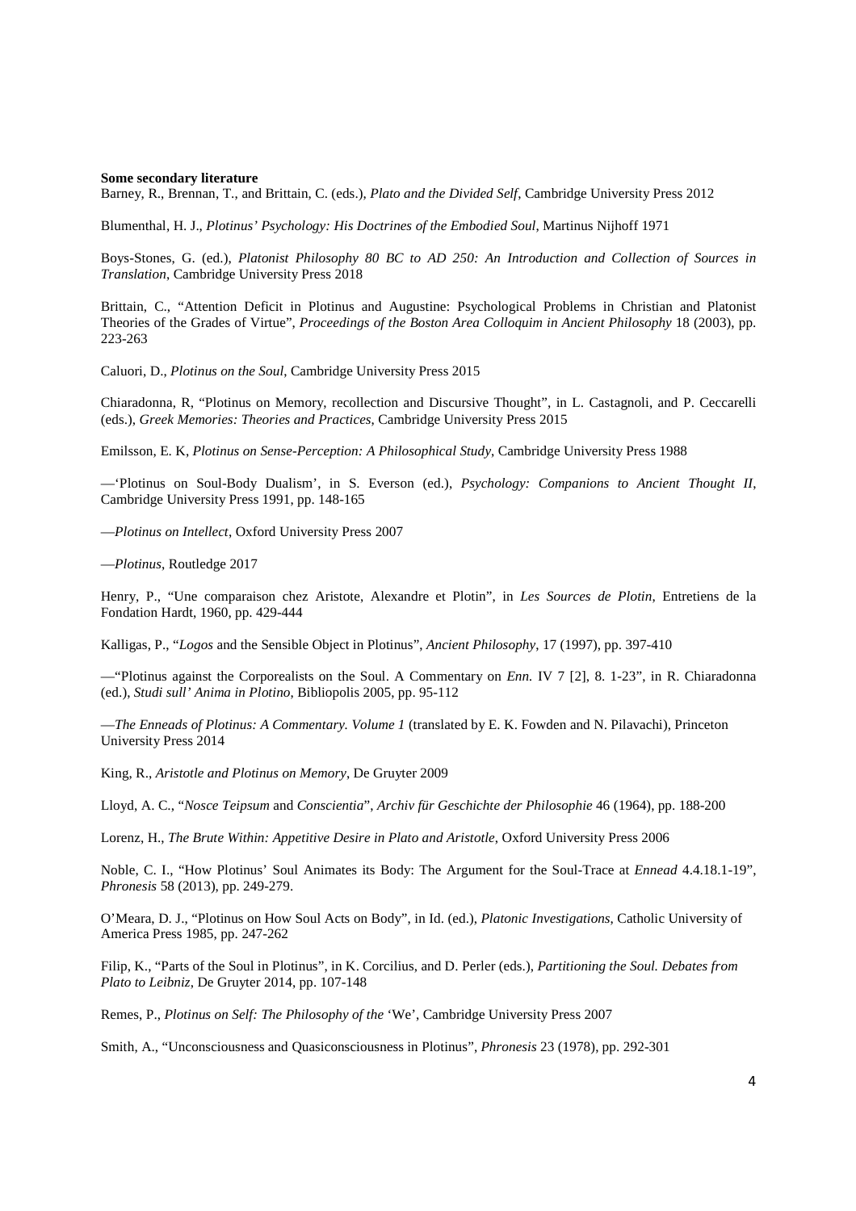**Some secondary literature**

Barney, R., Brennan, T., and Brittain, C. (eds.), *Plato and the Divided Self*, Cambridge University Press 2012

Blumenthal, H. J., *Plotinus' Psychology: His Doctrines of the Embodied Soul*, Martinus Nijhoff 1971

Boys-Stones, G. (ed.), *Platonist Philosophy 80 BC to AD 250: An Introduction and Collection of Sources in Translation*, Cambridge University Press 2018

Brittain, C., "Attention Deficit in Plotinus and Augustine: Psychological Problems in Christian and Platonist Theories of the Grades of Virtue", *Proceedings of the Boston Area Colloquim in Ancient Philosophy* 18 (2003), pp. 223-263

Caluori, D., *Plotinus on the Soul*, Cambridge University Press 2015

Chiaradonna, R, "Plotinus on Memory, recollection and Discursive Thought", in L. Castagnoli, and P. Ceccarelli (eds.), *Greek Memories: Theories and Practices*, Cambridge University Press 2015

Emilsson, E. K, *Plotinus on Sense-Perception: A Philosophical Study*, Cambridge University Press 1988

—'Plotinus on Soul-Body Dualism', in S. Everson (ed.), *Psychology: Companions to Ancient Thought II*, Cambridge University Press 1991, pp. 148-165

—*Plotinus on Intellect*, Oxford University Press 2007

—*Plotinus*, Routledge 2017

Henry, P., "Une comparaison chez Aristote, Alexandre et Plotin", in *Les Sources de Plotin*, Entretiens de la Fondation Hardt, 1960, pp. 429-444

Kalligas, P., "*Logos* and the Sensible Object in Plotinus", *Ancient Philosophy*, 17 (1997), pp. 397-410

—"Plotinus against the Corporealists on the Soul. A Commentary on *Enn.* IV 7 [2], 8. 1-23", in R. Chiaradonna (ed.), *Studi sull' Anima in Plotino*, Bibliopolis 2005, pp. 95-112

—*The Enneads of Plotinus: A Commentary. Volume 1* (translated by E. K. Fowden and N. Pilavachi), Princeton University Press 2014

King, R., *Aristotle and Plotinus on Memory*, De Gruyter 2009

Lloyd, A. C., "*Nosce Teipsum* and *Conscientia*", *Archiv für Geschichte der Philosophie* 46 (1964), pp. 188-200

Lorenz, H., *The Brute Within: Appetitive Desire in Plato and Aristotle*, Oxford University Press 2006

Noble, C. I., "How Plotinus' Soul Animates its Body: The Argument for the Soul-Trace at *Ennead* 4.4.18.1-19", *Phronesis* 58 (2013), pp. 249-279.

O'Meara, D. J., "Plotinus on How Soul Acts on Body", in Id. (ed.), *Platonic Investigations*, Catholic University of America Press 1985, pp. 247-262

Filip, K., "Parts of the Soul in Plotinus", in K. Corcilius, and D. Perler (eds.), *Partitioning the Soul. Debates from Plato to Leibniz*, De Gruyter 2014, pp. 107-148

Remes, P., *Plotinus on Self: The Philosophy of the* 'We', Cambridge University Press 2007

Smith, A., "Unconsciousness and Quasiconsciousness in Plotinus", *Phronesis* 23 (1978), pp. 292-301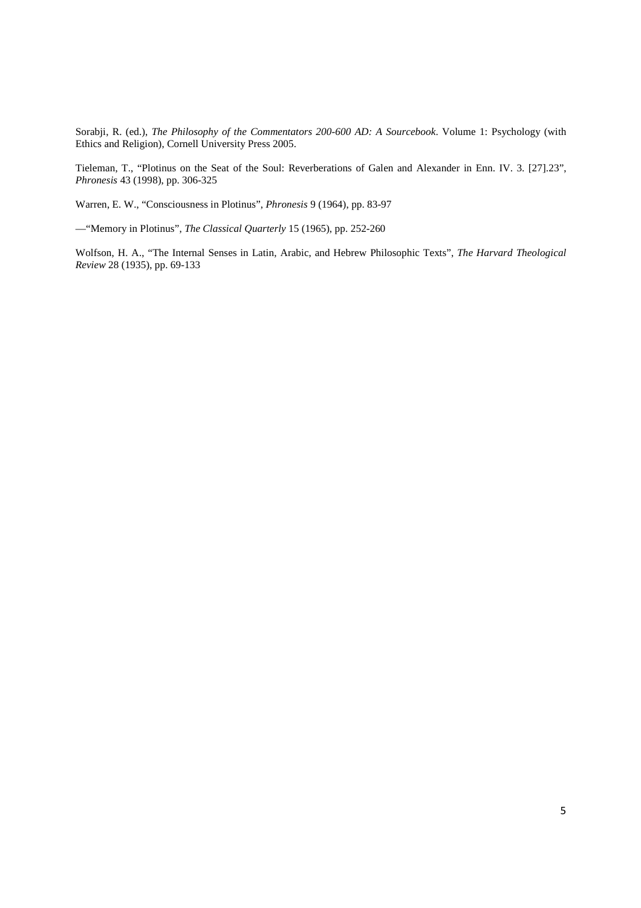Sorabji, R. (ed.), *The Philosophy of the Commentators 200-600 AD: A Sourcebook*. Volume 1: Psychology (with Ethics and Religion), Cornell University Press 2005.

Tieleman, T., "Plotinus on the Seat of the Soul: Reverberations of Galen and Alexander in Enn. IV. 3. [27].23", *Phronesis* 43 (1998), pp. 306-325

Warren, E. W., "Consciousness in Plotinus", *Phronesis* 9 (1964), pp. 83-97

—"Memory in Plotinus", *The Classical Quarterly* 15 (1965), pp. 252-260

Wolfson, H. A., "The Internal Senses in Latin, Arabic, and Hebrew Philosophic Texts", *The Harvard Theological Review* 28 (1935), pp. 69-133